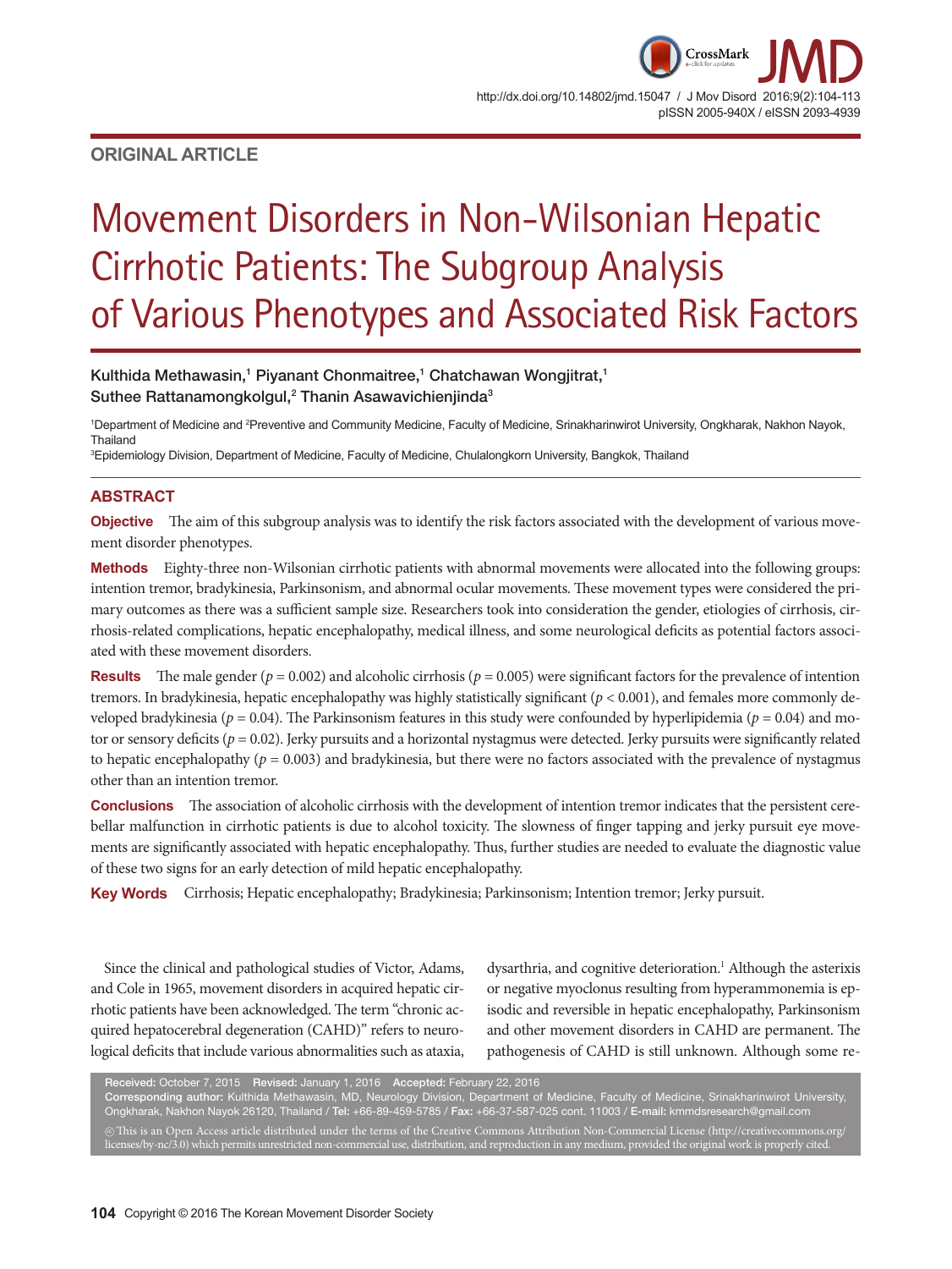ORIGINAL ARTICLE

# Movement Disorders in Non-Wilsonian Hepatic Cirrhotic Patients: The Subgroup Analysis of Various Phenotypes and Associated Risk Factors

**Kulthida Methawasin,[1] Piyanant Chonmaitree,[1] Chatchawan Wongjitrat,[1] Suthee Rattanamongkolgul,[2] Thanin Asawavichienjinda[3]**

[1]Department of Medicine and [2]Preventive and Community Medicine, Faculty of Medicine, Srinakharinwirot University, Ongkharak, Nakhon Nayok, Thailand
[3]Epidemiology Division, Department of Medicine, Faculty of Medicine, Chulalongkorn University, Bangkok, Thailand

## ABSTRACT

**Objective** The aim of this subgroup analysis was to identify the risk factors associated with the development of various movement disorder phenotypes.

**Methods** Eighty-three non-Wilsonian cirrhotic patients with abnormal movements were allocated into the following groups: intention tremor, bradykinesia, Parkinsonism, and abnormal ocular movements. These movement types were considered the primary outcomes as there was a sufficient sample size. Researchers took into consideration the gender, etiologies of cirrhosis, cirrhosis-related complications, hepatic encephalopathy, medical illness, and some neurological deficits as potential factors associated with these movement disorders.

**Results** The male gender ($p = 0.002$) and alcoholic cirrhosis ($p = 0.005$) were significant factors for the prevalence of intention tremors. In bradykinesia, hepatic encephalopathy was highly statistically significant ($p < 0.001$), and females more commonly developed bradykinesia ($p = 0.04$). The Parkinsonism features in this study were confounded by hyperlipidemia ($p = 0.04$) and motor or sensory deficits ($p = 0.02$). Jerky pursuits and a horizontal nystagmus were detected. Jerky pursuits were significantly related to hepatic encephalopathy ($p = 0.003$) and bradykinesia, but there were no factors associated with the prevalence of nystagmus other than an intention tremor.

**Conclusions** The association of alcoholic cirrhosis with the development of intention tremor indicates that the persistent cerebellar malfunction in cirrhotic patients is due to alcohol toxicity. The slowness of finger tapping and jerky pursuit eye movements are significantly associated with hepatic encephalopathy. Thus, further studies are needed to evaluate the diagnostic value of these two signs for an early detection of mild hepatic encephalopathy.

**Key Words** Cirrhosis; Hepatic encephalopathy; Bradykinesia; Parkinsonism; Intention tremor; Jerky pursuit.

Since the clinical and pathological studies of Victor, Adams, and Cole in 1965, movement disorders in acquired hepatic cirrhotic patients have been acknowledged. The term "chronic acquired hepatocerebral degeneration (CAHD)" refers to neurological deficits that include various abnormalities such as ataxia, dysarthria, and cognitive deterioration.[1] Although the asterixis or negative myoclonus resulting from hyperammonemia is episodic and reversible in hepatic encephalopathy, Parkinsonism and other movement disorders in CAHD are permanent. The pathogenesis of CAHD is still unknown. Although some re-

**Received:** October 7, 2015 **Revised:** January 1, 2016 **Accepted:** February 22, 2016
**Corresponding author:** Kulthida Methawasin, MD, Neurology Division, Department of Medicine, Faculty of Medicine, Srinakharinwirot University, Ongkharak, Nakhon Nayok 26120, Thailand / **Tel:** +66-89-459-5785 / **Fax:** +66-37-587-025 cont. 11003 / **E-mail:** kmmdsresearch@gmail.com

© This is an Open Access article distributed under the terms of the Creative Commons Attribution Non-Commercial License (http://creativecommons.org/licenses/by-nc/3.0) which permits unrestricted non-commercial use, distribution, and reproduction in any medium, provided the original work is properly cited.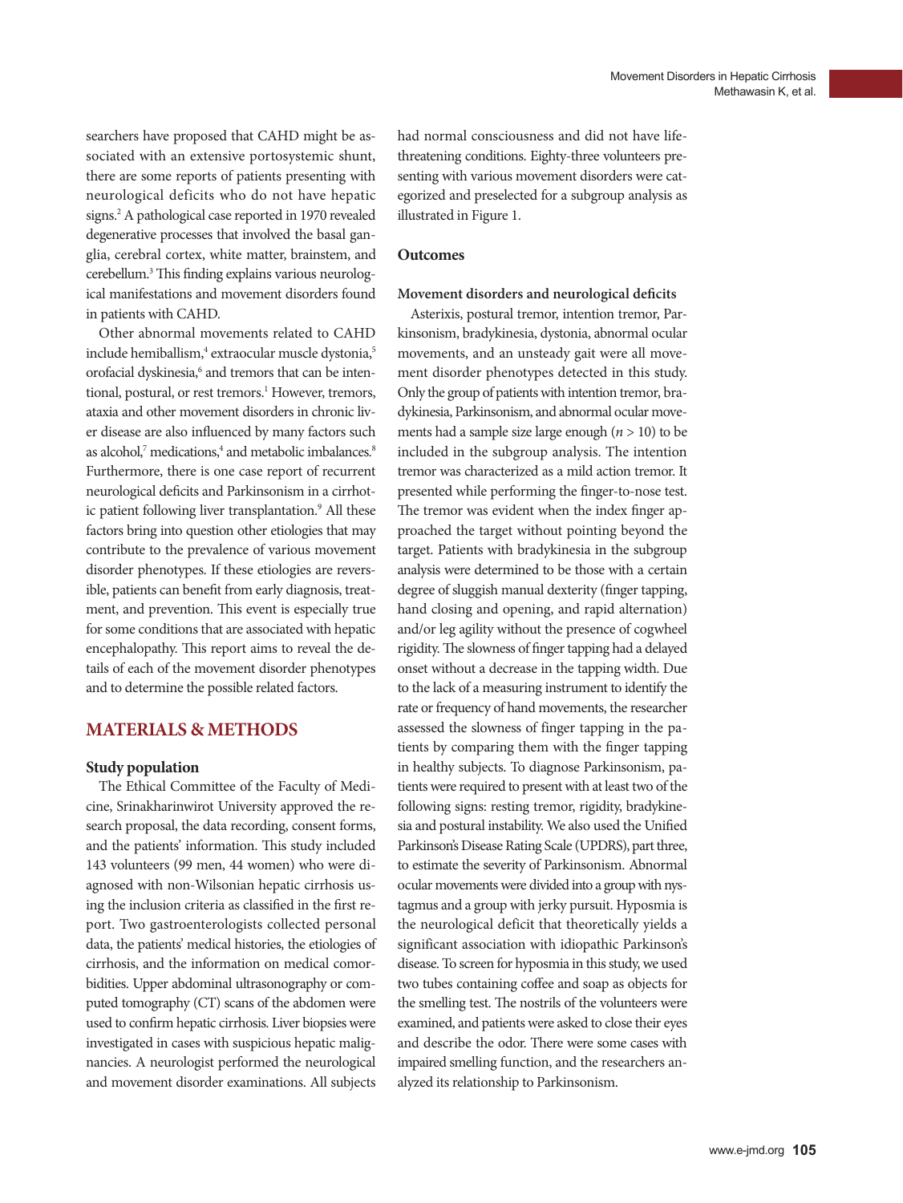searchers have proposed that CAHD might be associated with an extensive portosystemic shunt, there are some reports of patients presenting with neurological deficits who do not have hepatic signs.[2] A pathological case reported in 1970 revealed degenerative processes that involved the basal ganglia, cerebral cortex, white matter, brainstem, and cerebellum.[3] This finding explains various neurological manifestations and movement disorders found in patients with CAHD.

Other abnormal movements related to CAHD include hemiballism,[4] extraocular muscle dystonia,[5] orofacial dyskinesia,[6] and tremors that can be intentional, postural, or rest tremors.[1] However, tremors, ataxia and other movement disorders in chronic liver disease are also influenced by many factors such as alcohol,[7] medications,[4] and metabolic imbalances.[8] Furthermore, there is one case report of recurrent neurological deficits and Parkinsonism in a cirrhotic patient following liver transplantation.[9] All these factors bring into question other etiologies that may contribute to the prevalence of various movement disorder phenotypes. If these etiologies are reversible, patients can benefit from early diagnosis, treatment, and prevention. This event is especially true for some conditions that are associated with hepatic encephalopathy. This report aims to reveal the details of each of the movement disorder phenotypes and to determine the possible related factors.

## MATERIALS & METHODS

### Study population

The Ethical Committee of the Faculty of Medicine, Srinakharinwirot University approved the research proposal, the data recording, consent forms, and the patients' information. This study included 143 volunteers (99 men, 44 women) who were diagnosed with non-Wilsonian hepatic cirrhosis using the inclusion criteria as classified in the first report. Two gastroenterologists collected personal data, the patients' medical histories, the etiologies of cirrhosis, and the information on medical comorbidities. Upper abdominal ultrasonography or computed tomography (CT) scans of the abdomen were used to confirm hepatic cirrhosis. Liver biopsies were investigated in cases with suspicious hepatic malignancies. A neurologist performed the neurological and movement disorder examinations. All subjects had normal consciousness and did not have life-threatening conditions. Eighty-three volunteers presenting with various movement disorders were categorized and preselected for a subgroup analysis as illustrated in Figure 1.

### Outcomes

#### Movement disorders and neurological deficits

Asterixis, postural tremor, intention tremor, Parkinsonism, bradykinesia, dystonia, abnormal ocular movements, and an unsteady gait were all movement disorder phenotypes detected in this study. Only the group of patients with intention tremor, bradykinesia, Parkinsonism, and abnormal ocular movements had a sample size large enough ($n > 10$) to be included in the subgroup analysis. The intention tremor was characterized as a mild action tremor. It presented while performing the finger-to-nose test. The tremor was evident when the index finger approached the target without pointing beyond the target. Patients with bradykinesia in the subgroup analysis were determined to be those with a certain degree of sluggish manual dexterity (finger tapping, hand closing and opening, and rapid alternation) and/or leg agility without the presence of cogwheel rigidity. The slowness of finger tapping had a delayed onset without a decrease in the tapping width. Due to the lack of a measuring instrument to identify the rate or frequency of hand movements, the researcher assessed the slowness of finger tapping in the patients by comparing them with the finger tapping in healthy subjects. To diagnose Parkinsonism, patients were required to present with at least two of the following signs: resting tremor, rigidity, bradykinesia and postural instability. We also used the Unified Parkinson's Disease Rating Scale (UPDRS), part three, to estimate the severity of Parkinsonism. Abnormal ocular movements were divided into a group with nystagmus and a group with jerky pursuit. Hyposmia is the neurological deficit that theoretically yields a significant association with idiopathic Parkinson's disease. To screen for hyposmia in this study, we used two tubes containing coffee and soap as objects for the smelling test. The nostrils of the volunteers were examined, and patients were asked to close their eyes and describe the odor. There were some cases with impaired smelling function, and the researchers analyzed its relationship to Parkinsonism.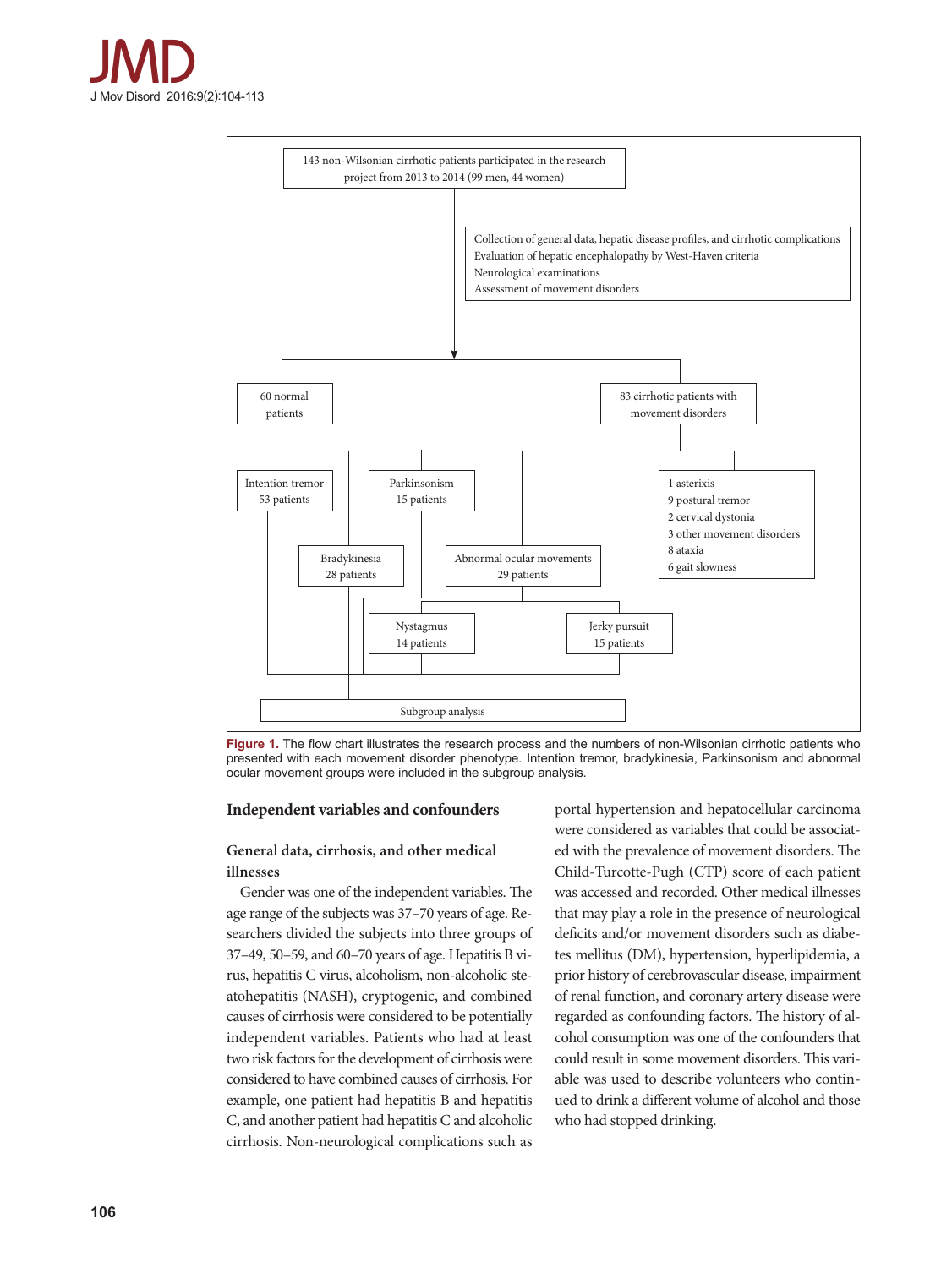143 non-Wilsonian cirrhotic patients participated in the research project from 2013 to 2014 (99 men, 44 women)

Collection of general data, hepatic disease profiles, and cirrhotic complications
Evaluation of hepatic encephalopathy by West-Haven criteria
Neurological examinations
Assessment of movement disorders

60 normal patients

83 cirrhotic patients with movement disorders

Intention tremor 53 patients

Parkinsonism 15 patients

Bradykinesia 28 patients

Abnormal ocular movements 29 patients

1 asterixis
9 postural tremor
2 cervical dystonia
3 other movement disorders
8 ataxia
6 gait slowness

Nystagmus 14 patients

Jerky pursuit 15 patients

Subgroup analysis

**Figure 1.** The flow chart illustrates the research process and the numbers of non-Wilsonian cirrhotic patients who presented with each movement disorder phenotype. Intention tremor, bradykinesia, Parkinsonism and abnormal ocular movement groups were included in the subgroup analysis.

## Independent variables and confounders

### General data, cirrhosis, and other medical illnesses

Gender was one of the independent variables. The age range of the subjects was 37–70 years of age. Researchers divided the subjects into three groups of 37–49, 50–59, and 60–70 years of age. Hepatitis B virus, hepatitis C virus, alcoholism, non-alcoholic steatohepatitis (NASH), cryptogenic, and combined causes of cirrhosis were considered to be potentially independent variables. Patients who had at least two risk factors for the development of cirrhosis were considered to have combined causes of cirrhosis. For example, one patient had hepatitis B and hepatitis C, and another patient had hepatitis C and alcoholic cirrhosis. Non-neurological complications such as portal hypertension and hepatocellular carcinoma were considered as variables that could be associated with the prevalence of movement disorders. The Child-Turcotte-Pugh (CTP) score of each patient was accessed and recorded. Other medical illnesses that may play a role in the presence of neurological deficits and/or movement disorders such as diabetes mellitus (DM), hypertension, hyperlipidemia, a prior history of cerebrovascular disease, impairment of renal function, and coronary artery disease were regarded as confounding factors. The history of alcohol consumption was one of the confounders that could result in some movement disorders. This variable was used to describe volunteers who continued to drink a different volume of alcohol and those who had stopped drinking.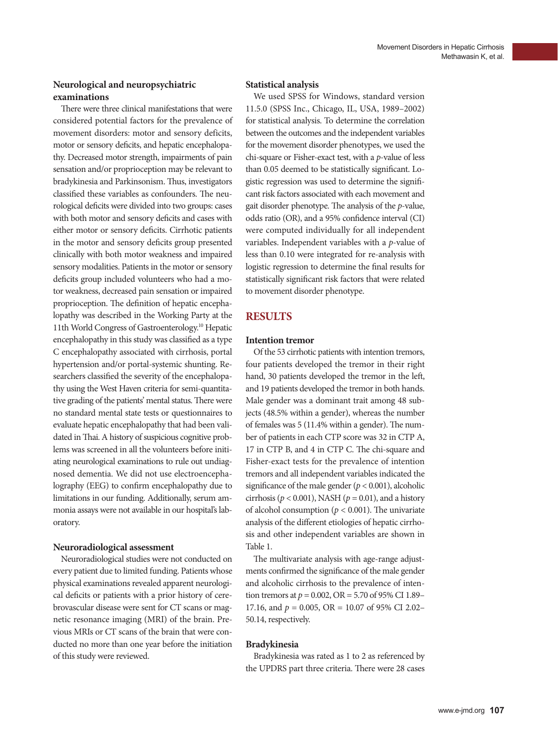### Neurological and neuropsychiatric examinations

There were three clinical manifestations that were considered potential factors for the prevalence of movement disorders: motor and sensory deficits, motor or sensory deficits, and hepatic encephalopathy. Decreased motor strength, impairments of pain sensation and/or proprioception may be relevant to bradykinesia and Parkinsonism. Thus, investigators classified these variables as confounders. The neurological deficits were divided into two groups: cases with both motor and sensory deficits and cases with either motor or sensory deficits. Cirrhotic patients in the motor and sensory deficits group presented clinically with both motor weakness and impaired sensory modalities. Patients in the motor or sensory deficits group included volunteers who had a motor weakness, decreased pain sensation or impaired proprioception. The definition of hepatic encephalopathy was described in the Working Party at the 11th World Congress of Gastroenterology.[10] Hepatic encephalopathy in this study was classified as a type C encephalopathy associated with cirrhosis, portal hypertension and/or portal-systemic shunting. Researchers classified the severity of the encephalopathy using the West Haven criteria for semi-quantitative grading of the patients' mental status. There were no standard mental state tests or questionnaires to evaluate hepatic encephalopathy that had been validated in Thai. A history of suspicious cognitive problems was screened in all the volunteers before initiating neurological examinations to rule out undiagnosed dementia. We did not use electroencephalography (EEG) to confirm encephalopathy due to limitations in our funding. Additionally, serum ammonia assays were not available in our hospital's laboratory.

### Neuroradiological assessment

Neuroradiological studies were not conducted on every patient due to limited funding. Patients whose physical examinations revealed apparent neurological deficits or patients with a prior history of cerebrovascular disease were sent for CT scans or magnetic resonance imaging (MRI) of the brain. Previous MRIs or CT scans of the brain that were conducted no more than one year before the initiation of this study were reviewed.

### Statistical analysis

We used SPSS for Windows, standard version 11.5.0 (SPSS Inc., Chicago, IL, USA, 1989–2002) for statistical analysis. To determine the correlation between the outcomes and the independent variables for the movement disorder phenotypes, we used the chi-square or Fisher-exact test, with a *p*-value of less than 0.05 deemed to be statistically significant. Logistic regression was used to determine the significant risk factors associated with each movement and gait disorder phenotype. The analysis of the *p*-value, odds ratio (OR), and a 95% confidence interval (CI) were computed individually for all independent variables. Independent variables with a *p*-value of less than 0.10 were integrated for re-analysis with logistic regression to determine the final results for statistically significant risk factors that were related to movement disorder phenotype.

## RESULTS

### Intention tremor

Of the 53 cirrhotic patients with intention tremors, four patients developed the tremor in their right hand, 30 patients developed the tremor in the left, and 19 patients developed the tremor in both hands. Male gender was a dominant trait among 48 subjects (48.5% within a gender), whereas the number of females was 5 (11.4% within a gender). The number of patients in each CTP score was 32 in CTP A, 17 in CTP B, and 4 in CTP C. The chi-square and Fisher-exact tests for the prevalence of intention tremors and all independent variables indicated the significance of the male gender ($p < 0.001$), alcoholic cirrhosis ($p < 0.001$), NASH ($p = 0.01$), and a history of alcohol consumption ($p < 0.001$). The univariate analysis of the different etiologies of hepatic cirrhosis and other independent variables are shown in Table 1.

The multivariate analysis with age-range adjustments confirmed the significance of the male gender and alcoholic cirrhosis to the prevalence of intention tremors at $p = 0.002$, OR = 5.70 of 95% CI 1.89–17.16, and $p = 0.005$, OR = 10.07 of 95% CI 2.02–50.14, respectively.

### Bradykinesia

Bradykinesia was rated as 1 to 2 as referenced by the UPDRS part three criteria. There were 28 cases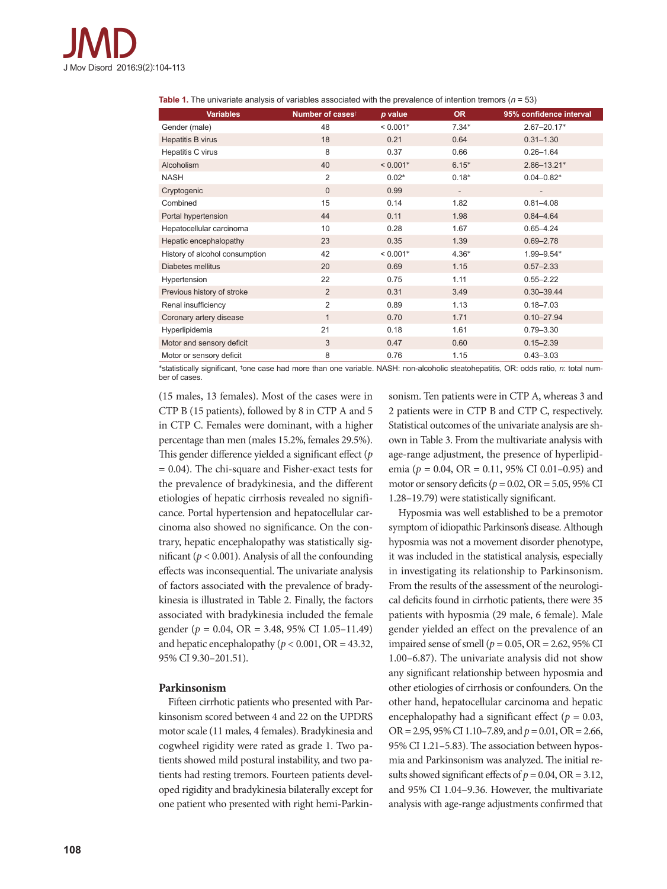**Table 1.** The univariate analysis of variables associated with the prevalence of intention tremors ($n$ = 53)

| Variables | Number of cases† | $p$ value | OR | 95% confidence interval |
|---|---|---|---|---|
| Gender (male) | 48 | < 0.001* | 7.34* | 2.67–20.17* |
| Hepatitis B virus | 18 | 0.21 | 0.64 | 0.31–1.30 |
| Hepatitis C virus | 8 | 0.37 | 0.66 | 0.26–1.64 |
| Alcoholism | 40 | < 0.001* | 6.15* | 2.86–13.21* |
| NASH | 2 | 0.02* | 0.18* | 0.04–0.82* |
| Cryptogenic | 0 | 0.99 | - | - |
| Combined | 15 | 0.14 | 1.82 | 0.81–4.08 |
| Portal hypertension | 44 | 0.11 | 1.98 | 0.84–4.64 |
| Hepatocellular carcinoma | 10 | 0.28 | 1.67 | 0.65–4.24 |
| Hepatic encephalopathy | 23 | 0.35 | 1.39 | 0.69–2.78 |
| History of alcohol consumption | 42 | < 0.001* | 4.36* | 1.99–9.54* |
| Diabetes mellitus | 20 | 0.69 | 1.15 | 0.57–2.33 |
| Hypertension | 22 | 0.75 | 1.11 | 0.55–2.22 |
| Previous history of stroke | 2 | 0.31 | 3.49 | 0.30–39.44 |
| Renal insufficiency | 2 | 0.89 | 1.13 | 0.18–7.03 |
| Coronary artery disease | 1 | 0.70 | 1.71 | 0.10–27.94 |
| Hyperlipidemia | 21 | 0.18 | 1.61 | 0.79–3.30 |
| Motor and sensory deficit | 3 | 0.47 | 0.60 | 0.15–2.39 |
| Motor or sensory deficit | 8 | 0.76 | 1.15 | 0.43–3.03 |

*statistically significant, †one case had more than one variable. NASH: non-alcoholic steatohepatitis, OR: odds ratio, $n$: total number of cases.

(15 males, 13 females). Most of the cases were in CTP B (15 patients), followed by 8 in CTP A and 5 in CTP C. Females were dominant, with a higher percentage than men (males 15.2%, females 29.5%). This gender difference yielded a significant effect ($p$ = 0.04). The chi-square and Fisher-exact tests for the prevalence of bradykinesia, and the different etiologies of hepatic cirrhosis revealed no significance. Portal hypertension and hepatocellular carcinoma also showed no significance. On the contrary, hepatic encephalopathy was statistically significant ($p < 0.001$). Analysis of all the confounding effects was inconsequential. The univariate analysis of factors associated with the prevalence of bradykinesia is illustrated in Table 2. Finally, the factors associated with bradykinesia included the female gender ($p$ = 0.04, OR = 3.48, 95% CI 1.05–11.49) and hepatic encephalopathy ($p < 0.001$, OR = 43.32, 95% CI 9.30–201.51).

### Parkinsonism

Fifteen cirrhotic patients who presented with Parkinsonism scored between 4 and 22 on the UPDRS motor scale (11 males, 4 females). Bradykinesia and cogwheel rigidity were rated as grade 1. Two patients showed mild postural instability, and two patients had resting tremors. Fourteen patients developed rigidity and bradykinesia bilaterally except for one patient who presented with right hemi-Parkinsonism. Ten patients were in CTP A, whereas 3 and 2 patients were in CTP B and CTP C, respectively. Statistical outcomes of the univariate analysis are shown in Table 3. From the multivariate analysis with age-range adjustment, the presence of hyperlipidemia ($p$ = 0.04, OR = 0.11, 95% CI 0.01–0.95) and motor or sensory deficits ($p$ = 0.02, OR = 5.05, 95% CI 1.28–19.79) were statistically significant.

Hyposmia was well established to be a premotor symptom of idiopathic Parkinson's disease. Although hyposmia was not a movement disorder phenotype, it was included in the statistical analysis, especially in investigating its relationship to Parkinsonism. From the results of the assessment of the neurological deficits found in cirrhotic patients, there were 35 patients with hyposmia (29 male, 6 female). Male gender yielded an effect on the prevalence of an impaired sense of smell ($p$ = 0.05, OR = 2.62, 95% CI 1.00–6.87). The univariate analysis did not show any significant relationship between hyposmia and other etiologies of cirrhosis or confounders. On the other hand, hepatocellular carcinoma and hepatic encephalopathy had a significant effect ($p$ = 0.03, OR = 2.95, 95% CI 1.10–7.89, and $p$ = 0.01, OR = 2.66, 95% CI 1.21–5.83). The association between hyposmia and Parkinsonism was analyzed. The initial results showed significant effects of $p$ = 0.04, OR = 3.12, and 95% CI 1.04–9.36. However, the multivariate analysis with age-range adjustments confirmed that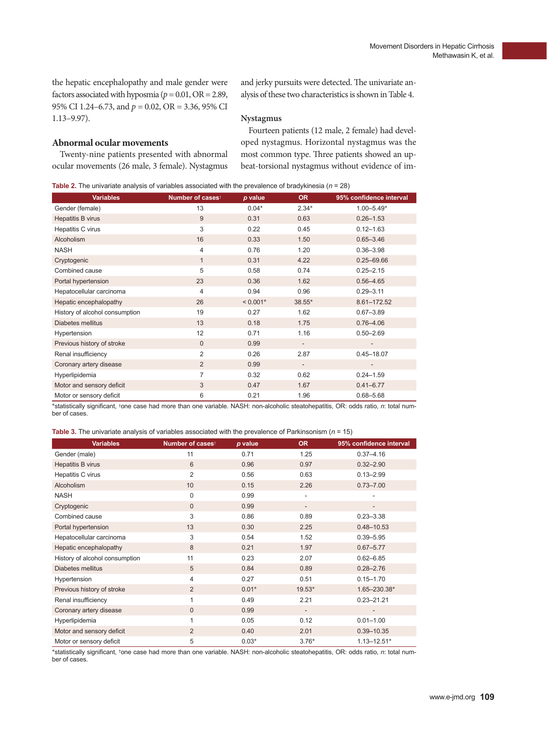the hepatic encephalopathy and male gender were factors associated with hyposmia ($p = 0.01$, OR = 2.89, 95% CI 1.24–6.73, and $p = 0.02$, OR = 3.36, 95% CI 1.13–9.97).

## Abnormal ocular movements

Twenty-nine patients presented with abnormal ocular movements (26 male, 3 female). Nystagmus and jerky pursuits were detected. The univariate analysis of these two characteristics is shown in Table 4.

### Nystagmus

Fourteen patients (12 male, 2 female) had developed nystagmus. Horizontal nystagmus was the most common type. Three patients showed an upbeat-torsional nystagmus without evidence of im-

**Table 2.** The univariate analysis of variables associated with the prevalence of bradykinesia ($n$ = 28)

| Variables | Number of cases[†] | *p* value | OR | 95% confidence interval |
|---|---|---|---|---|
| Gender (female) | 13 | 0.04* | 2.34* | 1.00–5.49* |
| Hepatitis B virus | 9 | 0.31 | 0.63 | 0.26–1.53 |
| Hepatitis C virus | 3 | 0.22 | 0.45 | 0.12–1.63 |
| Alcoholism | 16 | 0.33 | 1.50 | 0.65–3.46 |
| NASH | 4 | 0.76 | 1.20 | 0.36–3.98 |
| Cryptogenic | 1 | 0.31 | 4.22 | 0.25–69.66 |
| Combined cause | 5 | 0.58 | 0.74 | 0.25–2.15 |
| Portal hypertension | 23 | 0.36 | 1.62 | 0.56–4.65 |
| Hepatocellular carcinoma | 4 | 0.94 | 0.96 | 0.29–3.11 |
| Hepatic encephalopathy | 26 | < 0.001* | 38.55* | 8.61–172.52 |
| History of alcohol consumption | 19 | 0.27 | 1.62 | 0.67–3.89 |
| Diabetes mellitus | 13 | 0.18 | 1.75 | 0.76–4.06 |
| Hypertension | 12 | 0.71 | 1.16 | 0.50–2.69 |
| Previous history of stroke | 0 | 0.99 | - | - |
| Renal insufficiency | 2 | 0.26 | 2.87 | 0.45–18.07 |
| Coronary artery disease | 2 | 0.99 | - | - |
| Hyperlipidemia | 7 | 0.32 | 0.62 | 0.24–1.59 |
| Motor and sensory deficit | 3 | 0.47 | 1.67 | 0.41–6.77 |
| Motor or sensory deficit | 6 | 0.21 | 1.96 | 0.68–5.68 |

*statistically significant, †one case had more than one variable. NASH: non-alcoholic steatohepatitis, OR: odds ratio, *n*: total number of cases.

**Table 3.** The univariate analysis of variables associated with the prevalence of Parkinsonism ($n$ = 15)

| Variables | Number of cases[†] | *p* value | OR | 95% confidence interval |
|---|---|---|---|---|
| Gender (male) | 11 | 0.71 | 1.25 | 0.37–4.16 |
| Hepatitis B virus | 6 | 0.96 | 0.97 | 0.32–2.90 |
| Hepatitis C virus | 2 | 0.56 | 0.63 | 0.13–2.99 |
| Alcoholism | 10 | 0.15 | 2.26 | 0.73–7.00 |
| NASH | 0 | 0.99 | - | - |
| Cryptogenic | 0 | 0.99 | - | - |
| Combined cause | 3 | 0.86 | 0.89 | 0.23–3.38 |
| Portal hypertension | 13 | 0.30 | 2.25 | 0.48–10.53 |
| Hepatocellular carcinoma | 3 | 0.54 | 1.52 | 0.39–5.95 |
| Hepatic encephalopathy | 8 | 0.21 | 1.97 | 0.67–5.77 |
| History of alcohol consumption | 11 | 0.23 | 2.07 | 0.62–6.85 |
| Diabetes mellitus | 5 | 0.84 | 0.89 | 0.28–2.76 |
| Hypertension | 4 | 0.27 | 0.51 | 0.15–1.70 |
| Previous history of stroke | 2 | 0.01* | 19.53* | 1.65–230.38* |
| Renal insufficiency | 1 | 0.49 | 2.21 | 0.23–21.21 |
| Coronary artery disease | 0 | 0.99 | - | - |
| Hyperlipidemia | 1 | 0.05 | 0.12 | 0.01–1.00 |
| Motor and sensory deficit | 2 | 0.40 | 2.01 | 0.39–10.35 |
| Motor or sensory deficit | 5 | 0.03* | 3.76* | 1.13–12.51* |

*statistically significant, †one case had more than one variable. NASH: non-alcoholic steatohepatitis, OR: odds ratio, *n*: total number of cases.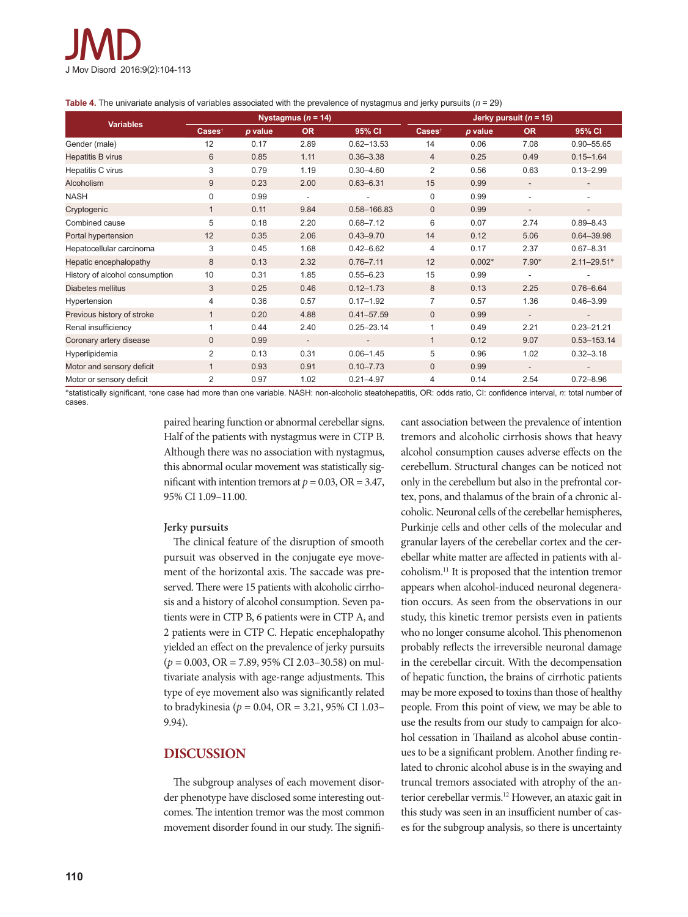**Table 4.** The univariate analysis of variables associated with the prevalence of nystagmus and jerky pursuits ($n$ = 29)

| Variables | Nystagmus ($n$ = 14) | | | | Jerky pursuit ($n$ = 15) | | | |
|---|---|---|---|---|---|---|---|---|
| | Cases[†] | $p$ value | OR | 95% CI | Cases[†] | $p$ value | OR | 95% CI |
| Gender (male) | 12 | 0.17 | 2.89 | 0.62–13.53 | 14 | 0.06 | 7.08 | 0.90–55.65 |
| Hepatitis B virus | 6 | 0.85 | 1.11 | 0.36–3.38 | 4 | 0.25 | 0.49 | 0.15–1.64 |
| Hepatitis C virus | 3 | 0.79 | 1.19 | 0.30–4.60 | 2 | 0.56 | 0.63 | 0.13–2.99 |
| Alcoholism | 9 | 0.23 | 2.00 | 0.63–6.31 | 15 | 0.99 | - | - |
| NASH | 0 | 0.99 | - | - | 0 | 0.99 | - | - |
| Cryptogenic | 1 | 0.11 | 9.84 | 0.58–166.83 | 0 | 0.99 | - | - |
| Combined cause | 5 | 0.18 | 2.20 | 0.68–7.12 | 6 | 0.07 | 2.74 | 0.89–8.43 |
| Portal hypertension | 12 | 0.35 | 2.06 | 0.43–9.70 | 14 | 0.12 | 5.06 | 0.64–39.98 |
| Hepatocellular carcinoma | 3 | 0.45 | 1.68 | 0.42–6.62 | 4 | 0.17 | 2.37 | 0.67–8.31 |
| Hepatic encephalopathy | 8 | 0.13 | 2.32 | 0.76–7.11 | 12 | 0.002* | 7.90* | 2.11–29.51* |
| History of alcohol consumption | 10 | 0.31 | 1.85 | 0.55–6.23 | 15 | 0.99 | - | - |
| Diabetes mellitus | 3 | 0.25 | 0.46 | 0.12–1.73 | 8 | 0.13 | 2.25 | 0.76–6.64 |
| Hypertension | 4 | 0.36 | 0.57 | 0.17–1.92 | 7 | 0.57 | 1.36 | 0.46–3.99 |
| Previous history of stroke | 1 | 0.20 | 4.88 | 0.41–57.59 | 0 | 0.99 | - | - |
| Renal insufficiency | 1 | 0.44 | 2.40 | 0.25–23.14 | 1 | 0.49 | 2.21 | 0.23–21.21 |
| Coronary artery disease | 0 | 0.99 | - | - | 1 | 0.12 | 9.07 | 0.53–153.14 |
| Hyperlipidemia | 2 | 0.13 | 0.31 | 0.06–1.45 | 5 | 0.96 | 1.02 | 0.32–3.18 |
| Motor and sensory deficit | 1 | 0.93 | 0.91 | 0.10–7.73 | 0 | 0.99 | - | - |
| Motor or sensory deficit | 2 | 0.97 | 1.02 | 0.21–4.97 | 4 | 0.14 | 2.54 | 0.72–8.96 |

*statistically significant, [†]one case had more than one variable. NASH: non-alcoholic steatohepatitis, OR: odds ratio, CI: confidence interval, $n$: total number of cases.

paired hearing function or abnormal cerebellar signs. Half of the patients with nystagmus were in CTP B. Although there was no association with nystagmus, this abnormal ocular movement was statistically significant with intention tremors at $p$ = 0.03, OR = 3.47, 95% CI 1.09–11.00.

### Jerky pursuits

The clinical feature of the disruption of smooth pursuit was observed in the conjugate eye movement of the horizontal axis. The saccade was preserved. There were 15 patients with alcoholic cirrhosis and a history of alcohol consumption. Seven patients were in CTP B, 6 patients were in CTP A, and 2 patients were in CTP C. Hepatic encephalopathy yielded an effect on the prevalence of jerky pursuits ($p$ = 0.003, OR = 7.89, 95% CI 2.03–30.58) on multivariate analysis with age-range adjustments. This type of eye movement also was significantly related to bradykinesia ($p$ = 0.04, OR = 3.21, 95% CI 1.03–9.94).

## DISCUSSION

The subgroup analyses of each movement disorder phenotype have disclosed some interesting outcomes. The intention tremor was the most common movement disorder found in our study. The significant association between the prevalence of intention tremors and alcoholic cirrhosis shows that heavy alcohol consumption causes adverse effects on the cerebellum. Structural changes can be noticed not only in the cerebellum but also in the prefrontal cortex, pons, and thalamus of the brain of a chronic alcoholic. Neuronal cells of the cerebellar hemispheres, Purkinje cells and other cells of the molecular and granular layers of the cerebellar cortex and the cerebellar white matter are affected in patients with alcoholism.[11] It is proposed that the intention tremor appears when alcohol-induced neuronal degeneration occurs. As seen from the observations in our study, this kinetic tremor persists even in patients who no longer consume alcohol. This phenomenon probably reflects the irreversible neuronal damage in the cerebellar circuit. With the decompensation of hepatic function, the brains of cirrhotic patients may be more exposed to toxins than those of healthy people. From this point of view, we may be able to use the results from our study to campaign for alcohol cessation in Thailand as alcohol abuse continues to be a significant problem. Another finding related to chronic alcohol abuse is in the swaying and truncal tremors associated with atrophy of the anterior cerebellar vermis.[12] However, an ataxic gait in this study was seen in an insufficient number of cases for the subgroup analysis, so there is uncertainty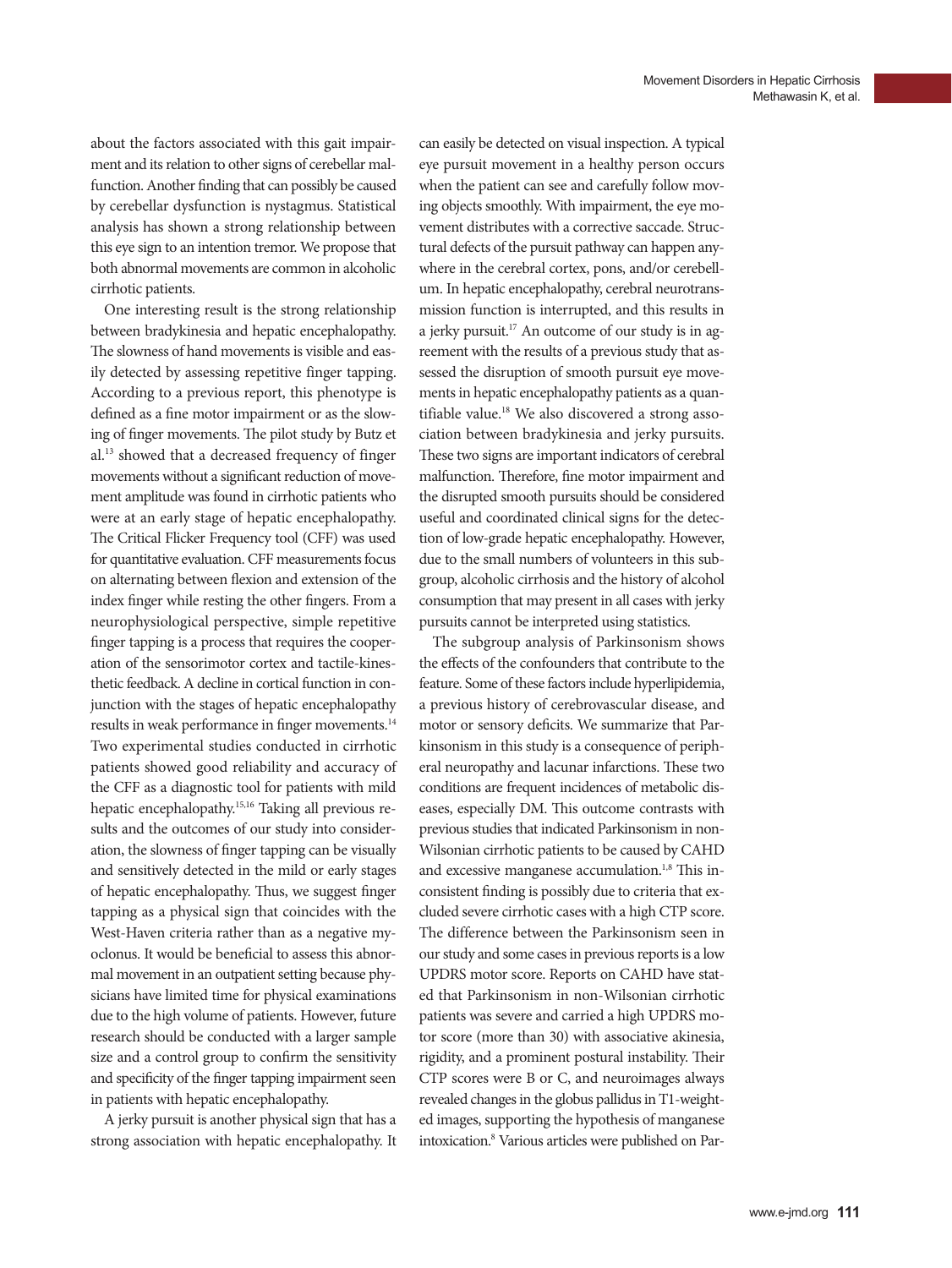about the factors associated with this gait impairment and its relation to other signs of cerebellar malfunction. Another finding that can possibly be caused by cerebellar dysfunction is nystagmus. Statistical analysis has shown a strong relationship between this eye sign to an intention tremor. We propose that both abnormal movements are common in alcoholic cirrhotic patients.

One interesting result is the strong relationship between bradykinesia and hepatic encephalopathy. The slowness of hand movements is visible and easily detected by assessing repetitive finger tapping. According to a previous report, this phenotype is defined as a fine motor impairment or as the slowing of finger movements. The pilot study by Butz et al.[13] showed that a decreased frequency of finger movements without a significant reduction of movement amplitude was found in cirrhotic patients who were at an early stage of hepatic encephalopathy. The Critical Flicker Frequency tool (CFF) was used for quantitative evaluation. CFF measurements focus on alternating between flexion and extension of the index finger while resting the other fingers. From a neurophysiological perspective, simple repetitive finger tapping is a process that requires the cooperation of the sensorimotor cortex and tactile-kinesthetic feedback. A decline in cortical function in conjunction with the stages of hepatic encephalopathy results in weak performance in finger movements.[14] Two experimental studies conducted in cirrhotic patients showed good reliability and accuracy of the CFF as a diagnostic tool for patients with mild hepatic encephalopathy.[15,16] Taking all previous results and the outcomes of our study into consideration, the slowness of finger tapping can be visually and sensitively detected in the mild or early stages of hepatic encephalopathy. Thus, we suggest finger tapping as a physical sign that coincides with the West-Haven criteria rather than as a negative myoclonus. It would be beneficial to assess this abnormal movement in an outpatient setting because physicians have limited time for physical examinations due to the high volume of patients. However, future research should be conducted with a larger sample size and a control group to confirm the sensitivity and specificity of the finger tapping impairment seen in patients with hepatic encephalopathy.

A jerky pursuit is another physical sign that has a strong association with hepatic encephalopathy. It can easily be detected on visual inspection. A typical eye pursuit movement in a healthy person occurs when the patient can see and carefully follow moving objects smoothly. With impairment, the eye movement distributes with a corrective saccade. Structural defects of the pursuit pathway can happen anywhere in the cerebral cortex, pons, and/or cerebellum. In hepatic encephalopathy, cerebral neurotransmission function is interrupted, and this results in a jerky pursuit.[17] An outcome of our study is in agreement with the results of a previous study that assessed the disruption of smooth pursuit eye movements in hepatic encephalopathy patients as a quantifiable value.[18] We also discovered a strong association between bradykinesia and jerky pursuits. These two signs are important indicators of cerebral malfunction. Therefore, fine motor impairment and the disrupted smooth pursuits should be considered useful and coordinated clinical signs for the detection of low-grade hepatic encephalopathy. However, due to the small numbers of volunteers in this subgroup, alcoholic cirrhosis and the history of alcohol consumption that may present in all cases with jerky pursuits cannot be interpreted using statistics.

The subgroup analysis of Parkinsonism shows the effects of the confounders that contribute to the feature. Some of these factors include hyperlipidemia, a previous history of cerebrovascular disease, and motor or sensory deficits. We summarize that Parkinsonism in this study is a consequence of peripheral neuropathy and lacunar infarctions. These two conditions are frequent incidences of metabolic diseases, especially DM. This outcome contrasts with previous studies that indicated Parkinsonism in non-Wilsonian cirrhotic patients to be caused by CAHD and excessive manganese accumulation.[1,8] This inconsistent finding is possibly due to criteria that excluded severe cirrhotic cases with a high CTP score. The difference between the Parkinsonism seen in our study and some cases in previous reports is a low UPDRS motor score. Reports on CAHD have stated that Parkinsonism in non-Wilsonian cirrhotic patients was severe and carried a high UPDRS motor score (more than 30) with associative akinesia, rigidity, and a prominent postural instability. Their CTP scores were B or C, and neuroimages always revealed changes in the globus pallidus in T1-weighted images, supporting the hypothesis of manganese intoxication.[8] Various articles were published on Par-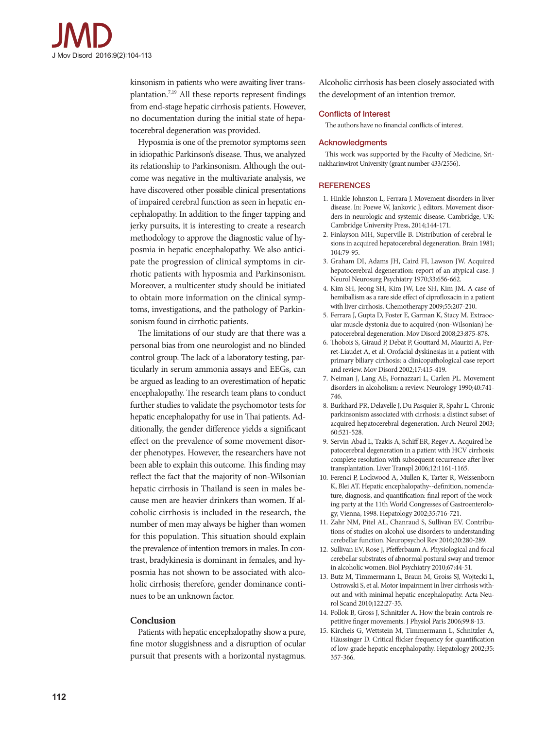kinsonism in patients who were awaiting liver transplantation.[7,19] All these reports represent findings from end-stage hepatic cirrhosis patients. However, no documentation during the initial state of hepatocerebral degeneration was provided.

Hyposmia is one of the premotor symptoms seen in idiopathic Parkinson's disease. Thus, we analyzed its relationship to Parkinsonism. Although the outcome was negative in the multivariate analysis, we have discovered other possible clinical presentations of impaired cerebral function as seen in hepatic encephalopathy. In addition to the finger tapping and jerky pursuits, it is interesting to create a research methodology to approve the diagnostic value of hyposmia in hepatic encephalopathy. We also anticipate the progression of clinical symptoms in cirrhotic patients with hyposmia and Parkinsonism. Moreover, a multicenter study should be initiated to obtain more information on the clinical symptoms, investigations, and the pathology of Parkinsonism found in cirrhotic patients.

The limitations of our study are that there was a personal bias from one neurologist and no blinded control group. The lack of a laboratory testing, particularly in serum ammonia assays and EEGs, can be argued as leading to an overestimation of hepatic encephalopathy. The research team plans to conduct further studies to validate the psychomotor tests for hepatic encephalopathy for use in Thai patients. Additionally, the gender difference yields a significant effect on the prevalence of some movement disorder phenotypes. However, the researchers have not been able to explain this outcome. This finding may reflect the fact that the majority of non-Wilsonian hepatic cirrhosis in Thailand is seen in males because men are heavier drinkers than women. If alcoholic cirrhosis is included in the research, the number of men may always be higher than women for this population. This situation should explain the prevalence of intention tremors in males. In contrast, bradykinesia is dominant in females, and hyposmia has not shown to be associated with alcoholic cirrhosis; therefore, gender dominance continues to be an unknown factor.

## Conclusion

Patients with hepatic encephalopathy show a pure, fine motor sluggishness and a disruption of ocular pursuit that presents with a horizontal nystagmus. Alcoholic cirrhosis has been closely associated with the development of an intention tremor.

### Conflicts of Interest

The authors have no financial conflicts of interest.

### Acknowledgments

This work was supported by the Faculty of Medicine, Srinakharinwirot University (grant number 433/2556).

### REFERENCES

1. Hinkle-Johnston L, Ferrara J. Movement disorders in liver disease. In: Poewe W, Jankovic J, editors. Movement disorders in neurologic and systemic disease. Cambridge, UK: Cambridge University Press, 2014;144-171.
2. Finlayson MH, Superville B. Distribution of cerebral lesions in acquired hepatocerebral degeneration. Brain 1981; 104:79-95.
3. Graham DI, Adams JH, Caird FI, Lawson JW. Acquired hepatocerebral degeneration: report of an atypical case. J Neurol Neurosurg Psychiatry 1970;33:656-662.
4. Kim SH, Jeong SH, Kim JW, Lee SH, Kim JM. A case of hemiballism as a rare side effect of ciprofloxacin in a patient with liver cirrhosis. Chemotherapy 2009;55:207-210.
5. Ferrara J, Gupta D, Foster E, Garman K, Stacy M. Extraocular muscle dystonia due to acquired (non-Wilsonian) hepatocerebral degeneration. Mov Disord 2008;23:875-878.
6. Thobois S, Giraud P, Debat P, Gouttard M, Maurizi A, Perret-Liaudet A, et al. Orofacial dyskinesias in a patient with primary biliary cirrhosis: a clinicopathological case report and review. Mov Disord 2002;17:415-419.
7. Neiman J, Lang AE, Fornazzari L, Carlen PL. Movement disorders in alcoholism: a review. Neurology 1990;40:741-746.
8. Burkhard PR, Delavelle J, Du Pasquier R, Spahr L. Chronic parkinsonism associated with cirrhosis: a distinct subset of acquired hepatocerebral degeneration. Arch Neurol 2003; 60:521-528.
9. Servin-Abad L, Tzakis A, Schiff ER, Regev A. Acquired hepatocerebral degeneration in a patient with HCV cirrhosis: complete resolution with subsequent recurrence after liver transplantation. Liver Transpl 2006;12:1161-1165.
10. Ferenci P, Lockwood A, Mullen K, Tarter R, Weissenborn K, Blei AT. Hepatic encephalopathy--definition, nomenclature, diagnosis, and quantification: final report of the working party at the 11th World Congresses of Gastroenterology, Vienna, 1998. Hepatology 2002;35:716-721.
11. Zahr NM, Pitel AL, Chanraud S, Sullivan EV. Contributions of studies on alcohol use disorders to understanding cerebellar function. Neuropsychol Rev 2010;20:280-289.
12. Sullivan EV, Rose J, Pfefferbaum A. Physiological and focal cerebellar substrates of abnormal postural sway and tremor in alcoholic women. Biol Psychiatry 2010;67:44-51.
13. Butz M, Timmermann L, Braun M, Groiss SJ, Wojtecki L, Ostrowski S, et al. Motor impairment in liver cirrhosis without and with minimal hepatic encephalopathy. Acta Neurol Scand 2010;122:27-35.
14. Pollok B, Gross J, Schnitzler A. How the brain controls repetitive finger movements. J Physiol Paris 2006;99:8-13.
15. Kircheis G, Wettstein M, Timmermann L, Schnitzler A, Häussinger D. Critical flicker frequency for quantification of low-grade hepatic encephalopathy. Hepatology 2002;35: 357-366.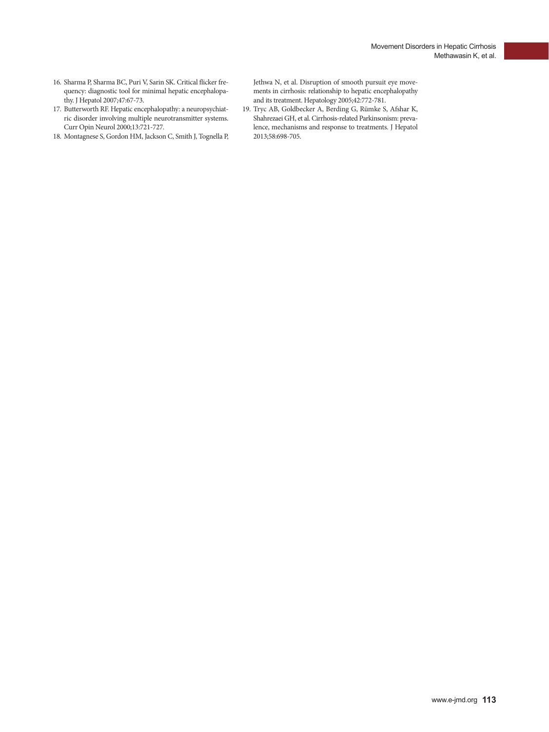16. Sharma P, Sharma BC, Puri V, Sarin SK. Critical flicker frequency: diagnostic tool for minimal hepatic encephalopathy. J Hepatol 2007;47:67-73.
17. Butterworth RF. Hepatic encephalopathy: a neuropsychiatric disorder involving multiple neurotransmitter systems. Curr Opin Neurol 2000;13:721-727.
18. Montagnese S, Gordon HM, Jackson C, Smith J, Tognella P, Jethwa N, et al. Disruption of smooth pursuit eye movements in cirrhosis: relationship to hepatic encephalopathy and its treatment. Hepatology 2005;42:772-781.
19. Tryc AB, Goldbecker A, Berding G, Rümke S, Afshar K, Shahrezaei GH, et al. Cirrhosis-related Parkinsonism: prevalence, mechanisms and response to treatments. J Hepatol 2013;58:698-705.